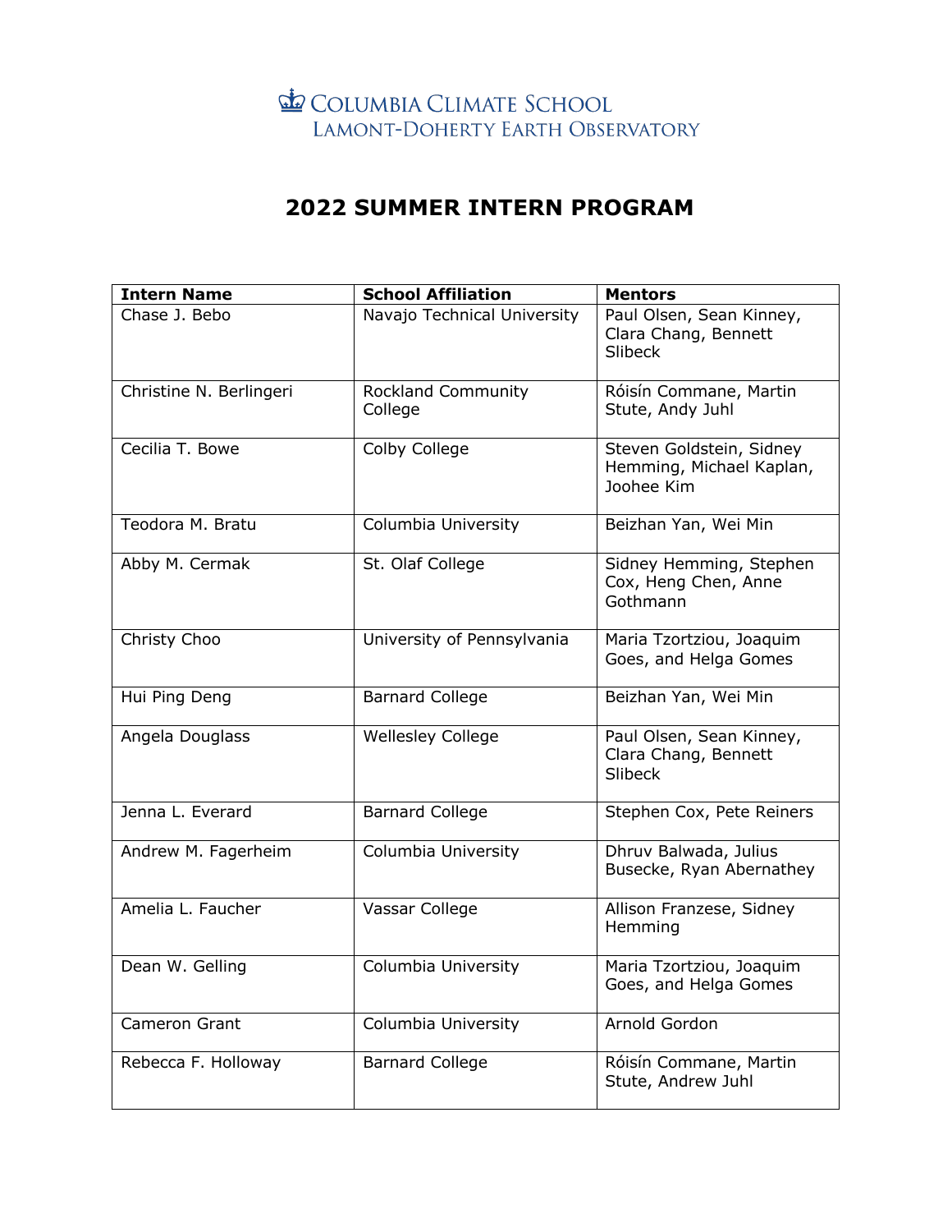Columbia Climate School
Lamont-Doherty Earth Observatory

# 2022 SUMMER INTERN PROGRAM

| Intern Name | School Affiliation | Mentors |
|---|---|---|
| Chase J. Bebo | Navajo Technical University | Paul Olsen, Sean Kinney, Clara Chang, Bennett Slibeck |
| Christine N. Berlingeri | Rockland Community College | Róisín Commane, Martin Stute, Andy Juhl |
| Cecilia T. Bowe | Colby College | Steven Goldstein, Sidney Hemming, Michael Kaplan, Joohee Kim |
| Teodora M. Bratu | Columbia University | Beizhan Yan, Wei Min |
| Abby M. Cermak | St. Olaf College | Sidney Hemming, Stephen Cox, Heng Chen, Anne Gothmann |
| Christy Choo | University of Pennsylvania | Maria Tzortziou, Joaquim Goes, and Helga Gomes |
| Hui Ping Deng | Barnard College | Beizhan Yan, Wei Min |
| Angela Douglass | Wellesley College | Paul Olsen, Sean Kinney, Clara Chang, Bennett Slibeck |
| Jenna L. Everard | Barnard College | Stephen Cox, Pete Reiners |
| Andrew M. Fagerheim | Columbia University | Dhruv Balwada, Julius Busecke, Ryan Abernathey |
| Amelia L. Faucher | Vassar College | Allison Franzese, Sidney Hemming |
| Dean W. Gelling | Columbia University | Maria Tzortziou, Joaquim Goes, and Helga Gomes |
| Cameron Grant | Columbia University | Arnold Gordon |
| Rebecca F. Holloway | Barnard College | Róisín Commane, Martin Stute, Andrew Juhl |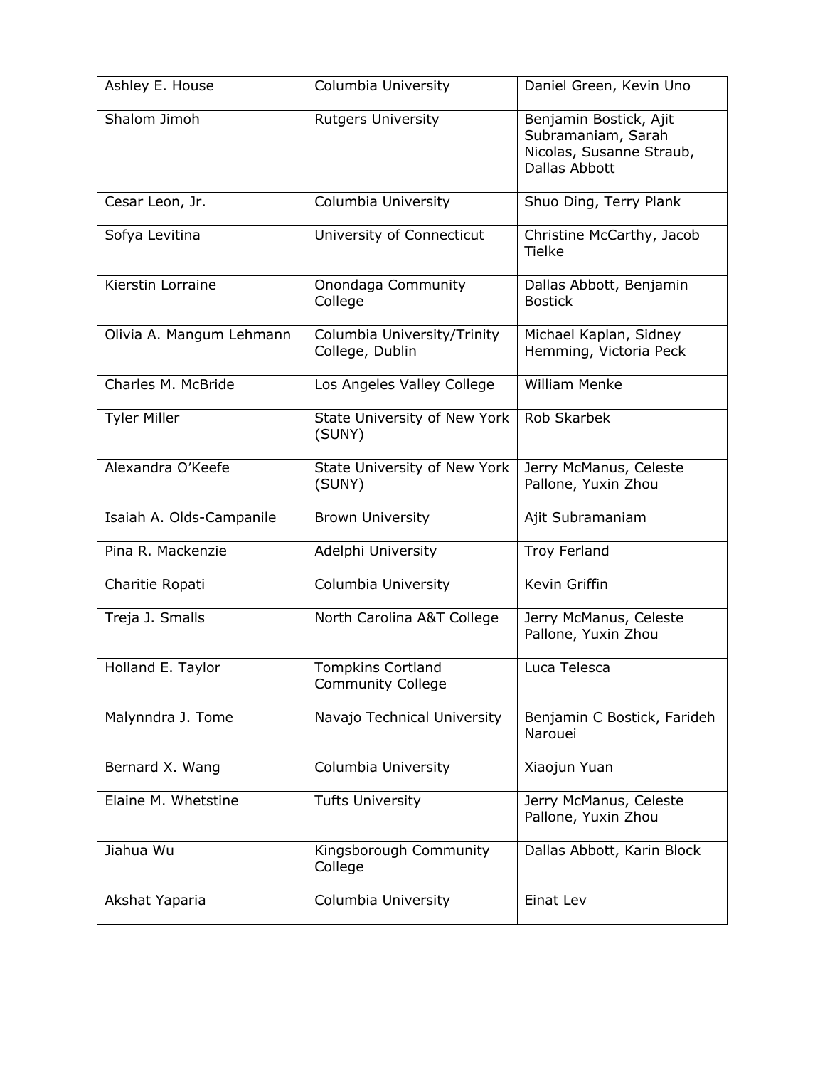| | | |
|---|---|---|
| Ashley E. House | Columbia University | Daniel Green, Kevin Uno |
| Shalom Jimoh | Rutgers University | Benjamin Bostick, Ajit Subramaniam, Sarah Nicolas, Susanne Straub, Dallas Abbott |
| Cesar Leon, Jr. | Columbia University | Shuo Ding, Terry Plank |
| Sofya Levitina | University of Connecticut | Christine McCarthy, Jacob Tielke |
| Kierstin Lorraine | Onondaga Community College | Dallas Abbott, Benjamin Bostick |
| Olivia A. Mangum Lehmann | Columbia University/Trinity College, Dublin | Michael Kaplan, Sidney Hemming, Victoria Peck |
| Charles M. McBride | Los Angeles Valley College | William Menke |
| Tyler Miller | State University of New York (SUNY) | Rob Skarbek |
| Alexandra O'Keefe | State University of New York (SUNY) | Jerry McManus, Celeste Pallone, Yuxin Zhou |
| Isaiah A. Olds-Campanile | Brown University | Ajit Subramaniam |
| Pina R. Mackenzie | Adelphi University | Troy Ferland |
| Charitie Ropati | Columbia University | Kevin Griffin |
| Treja J. Smalls | North Carolina A&T College | Jerry McManus, Celeste Pallone, Yuxin Zhou |
| Holland E. Taylor | Tompkins Cortland Community College | Luca Telesca |
| Malynndra J. Tome | Navajo Technical University | Benjamin C Bostick, Farideh Narouei |
| Bernard X. Wang | Columbia University | Xiaojun Yuan |
| Elaine M. Whetstine | Tufts University | Jerry McManus, Celeste Pallone, Yuxin Zhou |
| Jiahua Wu | Kingsborough Community College | Dallas Abbott, Karin Block |
| Akshat Yaparia | Columbia University | Einat Lev |